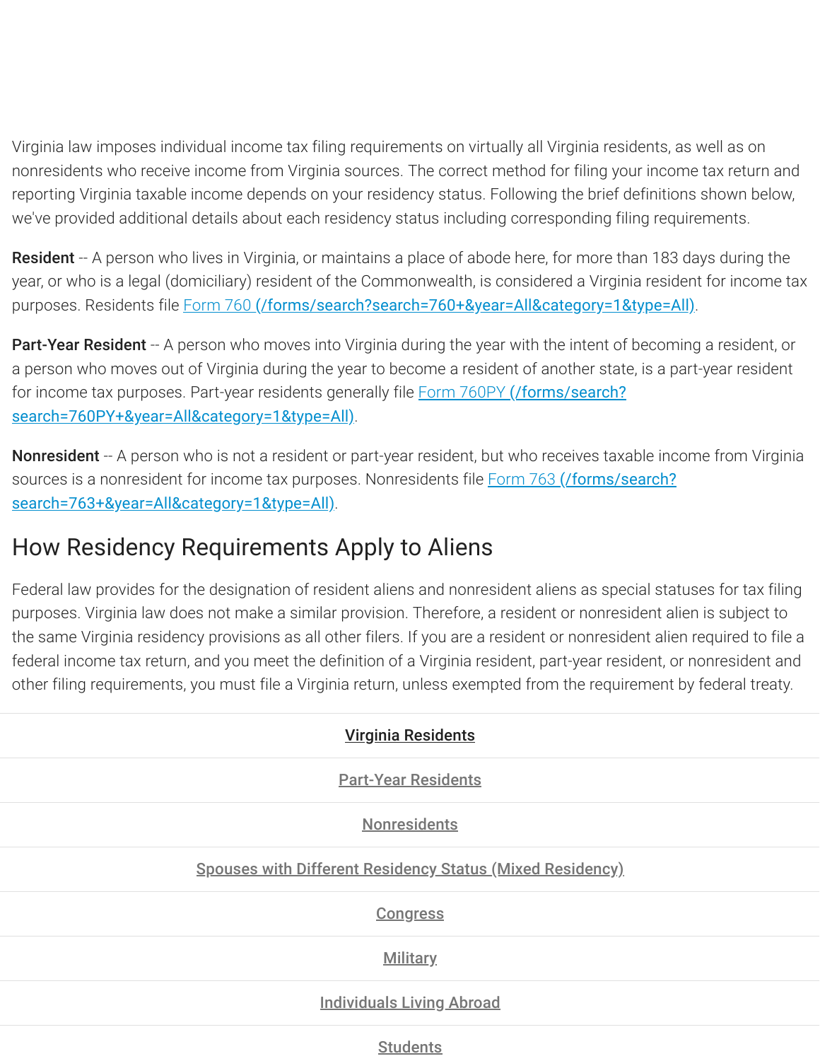Virginia law imposes individual income tax filing requirements on virtually all Virginia residents, as well as on nonresidents who receive income from Virginia sources. The correct method for filing your income tax return and reporting Virginia taxable income depends on your residency status. Following the brief definitions shown below, we've provided additional details about each residency status including corresponding filing requirements.

**Resident** -- A person who lives in Virginia, or maintains a place of abode here, for more than 183 days during the year, or who is a legal (domiciliary) resident of the Commonwealth, is considered a Virginia resident for income tax purposes. Residents file [Form 760 (/forms/search?search=760+&year=All&category=1&type=All)](/forms/search?search=760+&year=All&category=1&type=All).

**Part-Year Resident** -- A person who moves into Virginia during the year with the intent of becoming a resident, or a person who moves out of Virginia during the year to become a resident of another state, is a part-year resident for income tax purposes. Part-year residents generally file [Form 760PY (/forms/search?search=760PY+&year=All&category=1&type=All)](/forms/search?search=760PY+&year=All&category=1&type=All).

**Nonresident** -- A person who is not a resident or part-year resident, but who receives taxable income from Virginia sources is a nonresident for income tax purposes. Nonresidents file [Form 763 (/forms/search?search=763+&year=All&category=1&type=All)](/forms/search?search=763+&year=All&category=1&type=All).

## How Residency Requirements Apply to Aliens

Federal law provides for the designation of resident aliens and nonresident aliens as special statuses for tax filing purposes. Virginia law does not make a similar provision. Therefore, a resident or nonresident alien is subject to the same Virginia residency provisions as all other filers. If you are a resident or nonresident alien required to file a federal income tax return, and you meet the definition of a Virginia resident, part-year resident, or nonresident and other filing requirements, you must file a Virginia return, unless exempted from the requirement by federal treaty.

**Virginia Residents**

**Part-Year Residents**

**Nonresidents**

**Spouses with Different Residency Status (Mixed Residency)**

**Congress**

**Military**

**Individuals Living Abroad**

**Students**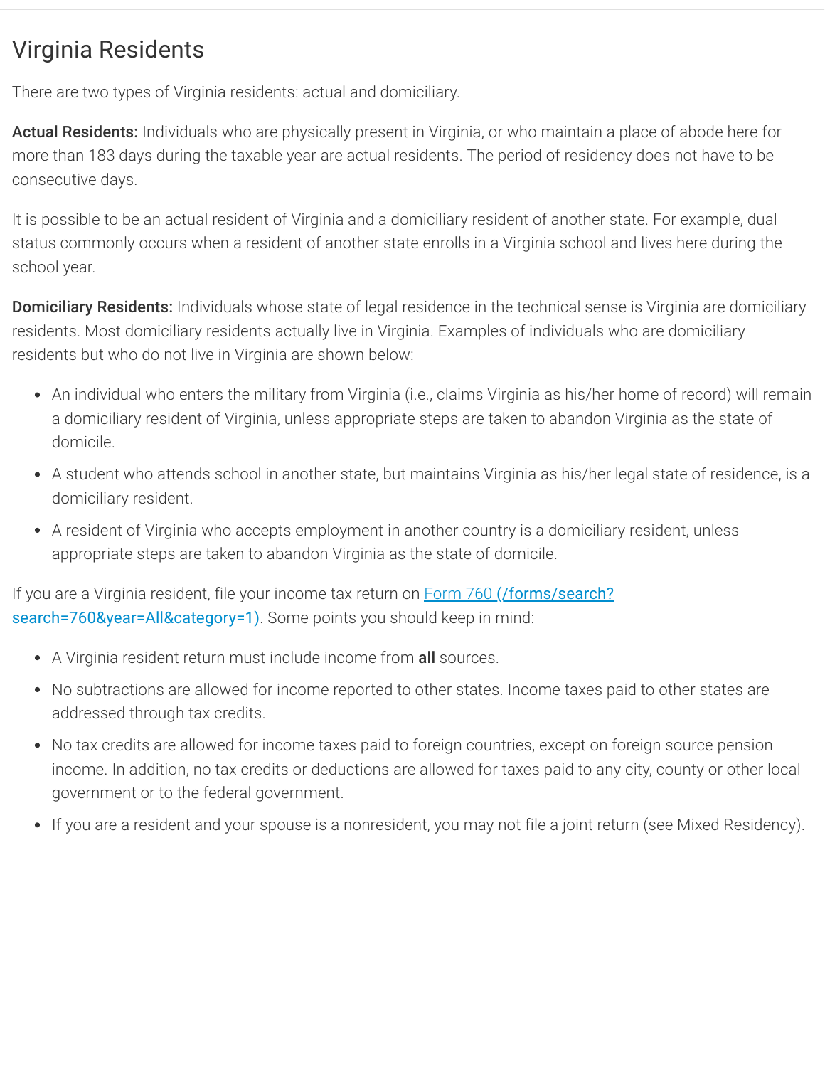## Virginia Residents

There are two types of Virginia residents: actual and domiciliary.

**Actual Residents:** Individuals who are physically present in Virginia, or who maintain a place of abode here for more than 183 days during the taxable year are actual residents. The period of residency does not have to be consecutive days.

It is possible to be an actual resident of Virginia and a domiciliary resident of another state. For example, dual status commonly occurs when a resident of another state enrolls in a Virginia school and lives here during the school year.

**Domiciliary Residents:** Individuals whose state of legal residence in the technical sense is Virginia are domiciliary residents. Most domiciliary residents actually live in Virginia. Examples of individuals who are domiciliary residents but who do not live in Virginia are shown below:

- An individual who enters the military from Virginia (i.e., claims Virginia as his/her home of record) will remain a domiciliary resident of Virginia, unless appropriate steps are taken to abandon Virginia as the state of domicile.
- A student who attends school in another state, but maintains Virginia as his/her legal state of residence, is a domiciliary resident.
- A resident of Virginia who accepts employment in another country is a domiciliary resident, unless appropriate steps are taken to abandon Virginia as the state of domicile.

If you are a Virginia resident, file your income tax return on [Form 760 (/forms/search?search=760&year=All&category=1)](/forms/search?search=760&year=All&category=1). Some points you should keep in mind:

- A Virginia resident return must include income from **all** sources.
- No subtractions are allowed for income reported to other states. Income taxes paid to other states are addressed through tax credits.
- No tax credits are allowed for income taxes paid to foreign countries, except on foreign source pension income. In addition, no tax credits or deductions are allowed for taxes paid to any city, county or other local government or to the federal government.
- If you are a resident and your spouse is a nonresident, you may not file a joint return (see Mixed Residency).